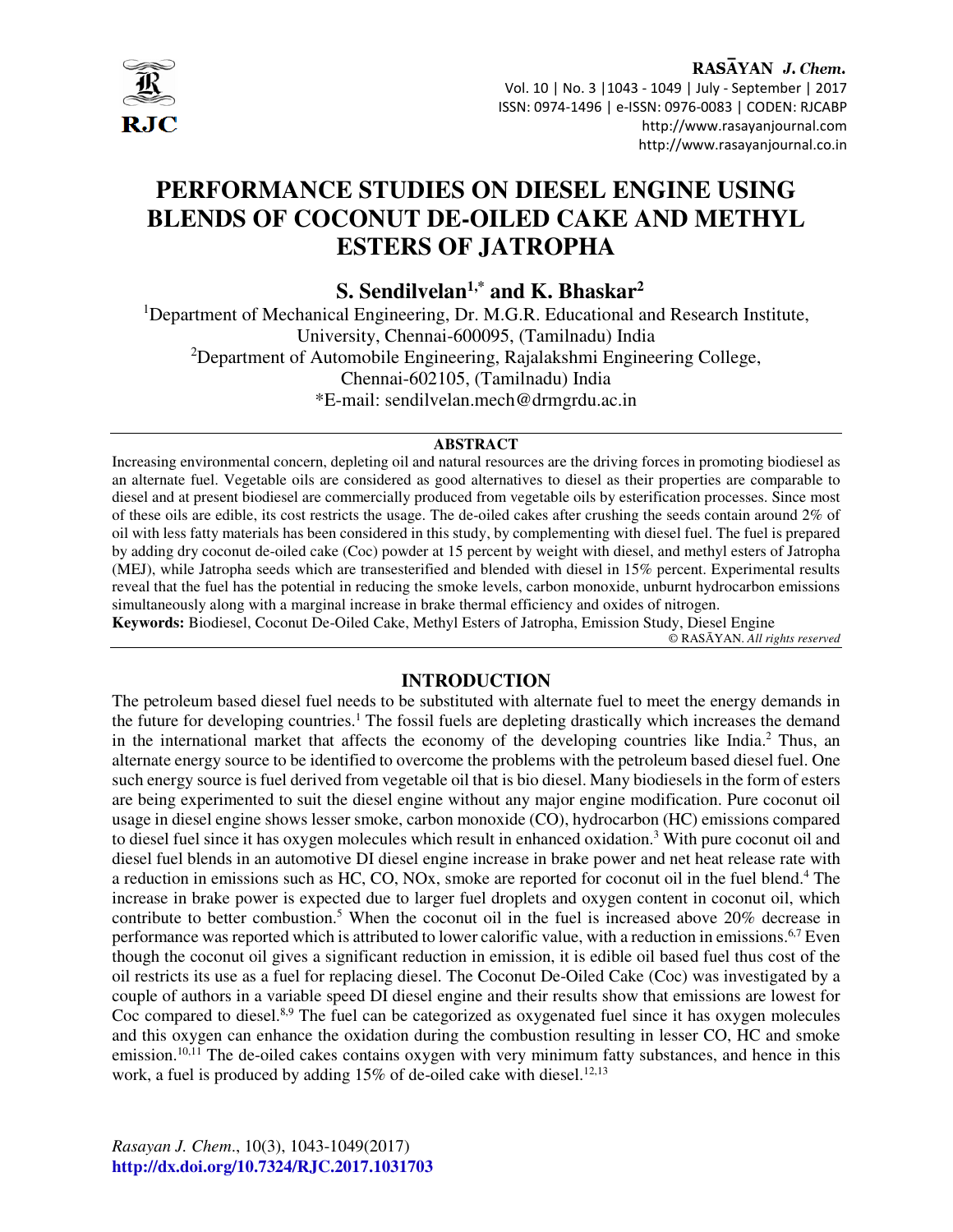# PERFORMANCE STUDIES ON DIESEL ENGINE USING BLENDS OF COCONUT DE-OILED CAKE AND METHYL ESTERS OF JATROPHA

**S. Sendilvelan[1,*] and K. Bhaskar[2]**

[1]Department of Mechanical Engineering, Dr. M.G.R. Educational and Research Institute, University, Chennai-600095, (Tamilnadu) India

[2]Department of Automobile Engineering, Rajalakshmi Engineering College, Chennai-602105, (Tamilnadu) India

*E-mail: sendilvelan.mech@drmgrdu.ac.in

## ABSTRACT

Increasing environmental concern, depleting oil and natural resources are the driving forces in promoting biodiesel as an alternate fuel. Vegetable oils are considered as good alternatives to diesel as their properties are comparable to diesel and at present biodiesel are commercially produced from vegetable oils by esterification processes. Since most of these oils are edible, its cost restricts the usage. The de-oiled cakes after crushing the seeds contain around 2% of oil with less fatty materials has been considered in this study, by complementing with diesel fuel. The fuel is prepared by adding dry coconut de-oiled cake (Coc) powder at 15 percent by weight with diesel, and methyl esters of Jatropha (MEJ), while Jatropha seeds which are transesterified and blended with diesel in 15% percent. Experimental results reveal that the fuel has the potential in reducing the smoke levels, carbon monoxide, unburnt hydrocarbon emissions simultaneously along with a marginal increase in brake thermal efficiency and oxides of nitrogen.

**Keywords:** Biodiesel, Coconut De-Oiled Cake, Methyl Esters of Jatropha, Emission Study, Diesel Engine

© RASĀYAN. *All rights reserved*

## INTRODUCTION

The petroleum based diesel fuel needs to be substituted with alternate fuel to meet the energy demands in the future for developing countries.[1] The fossil fuels are depleting drastically which increases the demand in the international market that affects the economy of the developing countries like India.[2] Thus, an alternate energy source to be identified to overcome the problems with the petroleum based diesel fuel. One such energy source is fuel derived from vegetable oil that is bio diesel. Many biodiesels in the form of esters are being experimented to suit the diesel engine without any major engine modification. Pure coconut oil usage in diesel engine shows lesser smoke, carbon monoxide (CO), hydrocarbon (HC) emissions compared to diesel fuel since it has oxygen molecules which result in enhanced oxidation.[3] With pure coconut oil and diesel fuel blends in an automotive DI diesel engine increase in brake power and net heat release rate with a reduction in emissions such as HC, CO, NOx, smoke are reported for coconut oil in the fuel blend.[4] The increase in brake power is expected due to larger fuel droplets and oxygen content in coconut oil, which contribute to better combustion.[5] When the coconut oil in the fuel is increased above 20% decrease in performance was reported which is attributed to lower calorific value, with a reduction in emissions.[6,7] Even though the coconut oil gives a significant reduction in emission, it is edible oil based fuel thus cost of the oil restricts its use as a fuel for replacing diesel. The Coconut De-Oiled Cake (Coc) was investigated by a couple of authors in a variable speed DI diesel engine and their results show that emissions are lowest for Coc compared to diesel.[8,9] The fuel can be categorized as oxygenated fuel since it has oxygen molecules and this oxygen can enhance the oxidation during the combustion resulting in lesser CO, HC and smoke emission.[10,11] The de-oiled cakes contains oxygen with very minimum fatty substances, and hence in this work, a fuel is produced by adding 15% of de-oiled cake with diesel.[12,13]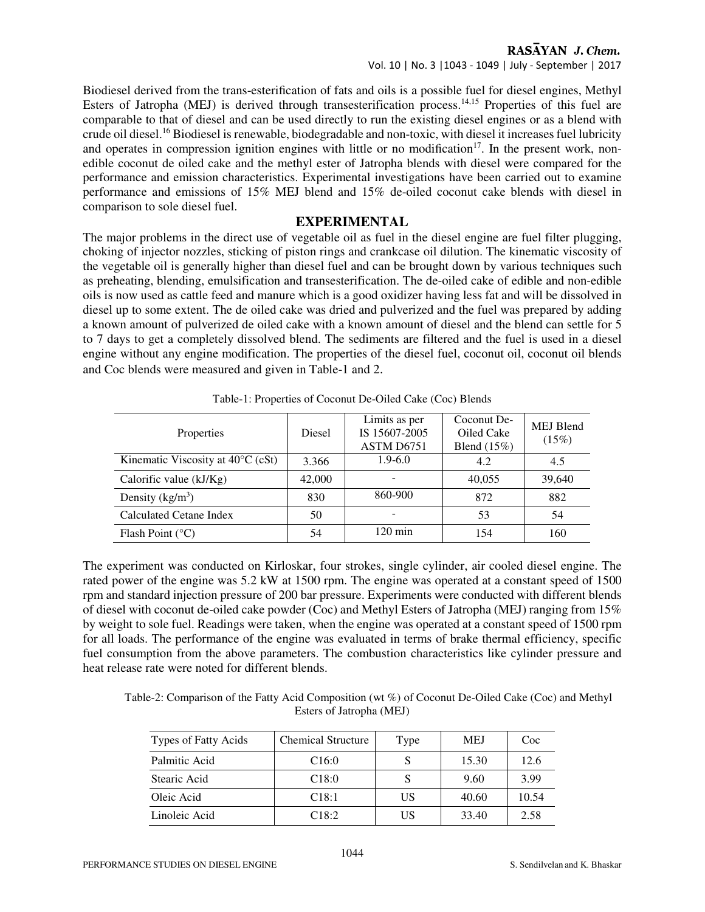Biodiesel derived from the trans-esterification of fats and oils is a possible fuel for diesel engines, Methyl Esters of Jatropha (MEJ) is derived through transesterification process.[14,15] Properties of this fuel are comparable to that of diesel and can be used directly to run the existing diesel engines or as a blend with crude oil diesel.[16] Biodiesel is renewable, biodegradable and non-toxic, with diesel it increases fuel lubricity and operates in compression ignition engines with little or no modification[17]. In the present work, non-edible coconut de oiled cake and the methyl ester of Jatropha blends with diesel were compared for the performance and emission characteristics. Experimental investigations have been carried out to examine performance and emissions of 15% MEJ blend and 15% de-oiled coconut cake blends with diesel in comparison to sole diesel fuel.

## EXPERIMENTAL

The major problems in the direct use of vegetable oil as fuel in the diesel engine are fuel filter plugging, choking of injector nozzles, sticking of piston rings and crankcase oil dilution. The kinematic viscosity of the vegetable oil is generally higher than diesel fuel and can be brought down by various techniques such as preheating, blending, emulsification and transesterification. The de-oiled cake of edible and non-edible oils is now used as cattle feed and manure which is a good oxidizer having less fat and will be dissolved in diesel up to some extent. The de oiled cake was dried and pulverized and the fuel was prepared by adding a known amount of pulverized de oiled cake with a known amount of diesel and the blend can settle for 5 to 7 days to get a completely dissolved blend. The sediments are filtered and the fuel is used in a diesel engine without any engine modification. The properties of the diesel fuel, coconut oil, coconut oil blends and Coc blends were measured and given in Table-1 and 2.

Table-1: Properties of Coconut De-Oiled Cake (Coc) Blends

| Properties | Diesel | Limits as per IS 15607-2005 ASTM D6751 | Coconut De-Oiled Cake Blend (15%) | MEJ Blend (15%) |
|---|---|---|---|---|
| Kinematic Viscosity at 40°C (cSt) | 3.366 | 1.9-6.0 | 4.2 | 4.5 |
| Calorific value (kJ/Kg) | 42,000 | - | 40,055 | 39,640 |
| Density (kg/m$^3$) | 830 | 860-900 | 872 | 882 |
| Calculated Cetane Index | 50 | - | 53 | 54 |
| Flash Point (°C) | 54 | 120 min | 154 | 160 |

The experiment was conducted on Kirloskar, four strokes, single cylinder, air cooled diesel engine. The rated power of the engine was 5.2 kW at 1500 rpm. The engine was operated at a constant speed of 1500 rpm and standard injection pressure of 200 bar pressure. Experiments were conducted with different blends of diesel with coconut de-oiled cake powder (Coc) and Methyl Esters of Jatropha (MEJ) ranging from 15% by weight to sole fuel. Readings were taken, when the engine was operated at a constant speed of 1500 rpm for all loads. The performance of the engine was evaluated in terms of brake thermal efficiency, specific fuel consumption from the above parameters. The combustion characteristics like cylinder pressure and heat release rate were noted for different blends.

Table-2: Comparison of the Fatty Acid Composition (wt %) of Coconut De-Oiled Cake (Coc) and Methyl Esters of Jatropha (MEJ)

| Types of Fatty Acids | Chemical Structure | Type | MEJ | Coc |
|---|---|---|---|---|
| Palmitic Acid | C16:0 | S | 15.30 | 12.6 |
| Stearic Acid | C18:0 | S | 9.60 | 3.99 |
| Oleic Acid | C18:1 | US | 40.60 | 10.54 |
| Linoleic Acid | C18:2 | US | 33.40 | 2.58 |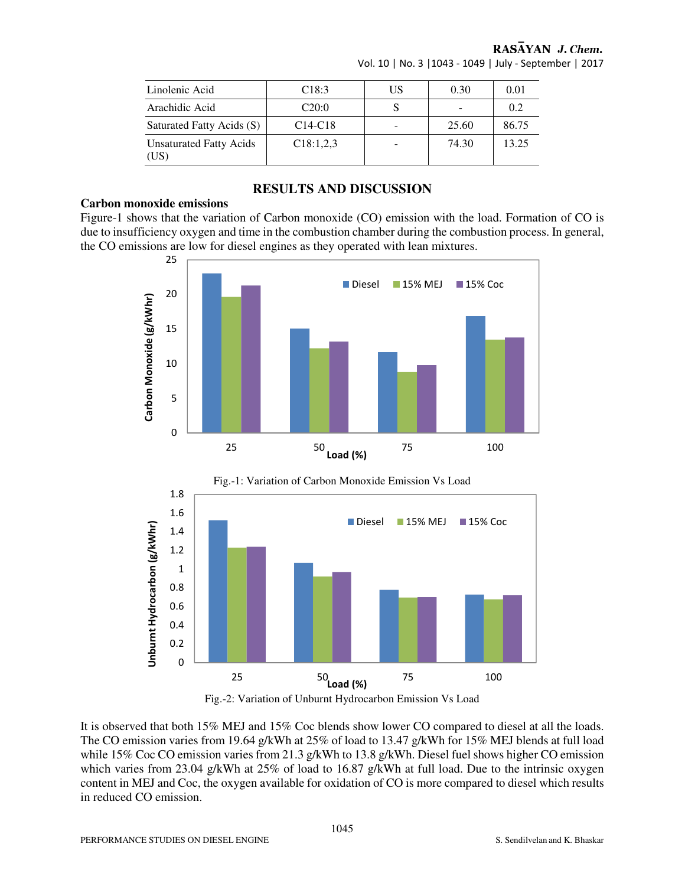| Linolenic Acid | C18:3 | US | 0.30 | 0.01 |
|---|---|---|---|---|
| Arachidic Acid | C20:0 | S | - | 0.2 |
| Saturated Fatty Acids (S) | C14-C18 | - | 25.60 | 86.75 |
| Unsaturated Fatty Acids (US) | C18:1,2,3 | - | 74.30 | 13.25 |

## RESULTS AND DISCUSSION

### Carbon monoxide emissions

Figure-1 shows that the variation of Carbon monoxide (CO) emission with the load. Formation of CO is due to insufficiency oxygen and time in the combustion chamber during the combustion process. In general, the CO emissions are low for diesel engines as they operated with lean mixtures.

Fig.-1: Variation of Carbon Monoxide Emission Vs Load

Fig.-2: Variation of Unburnt Hydrocarbon Emission Vs Load

It is observed that both 15% MEJ and 15% Coc blends show lower CO compared to diesel at all the loads. The CO emission varies from 19.64 g/kWh at 25% of load to 13.47 g/kWh for 15% MEJ blends at full load while 15% Coc CO emission varies from 21.3 g/kWh to 13.8 g/kWh. Diesel fuel shows higher CO emission which varies from 23.04 g/kWh at 25% of load to 16.87 g/kWh at full load. Due to the intrinsic oxygen content in MEJ and Coc, the oxygen available for oxidation of CO is more compared to diesel which results in reduced CO emission.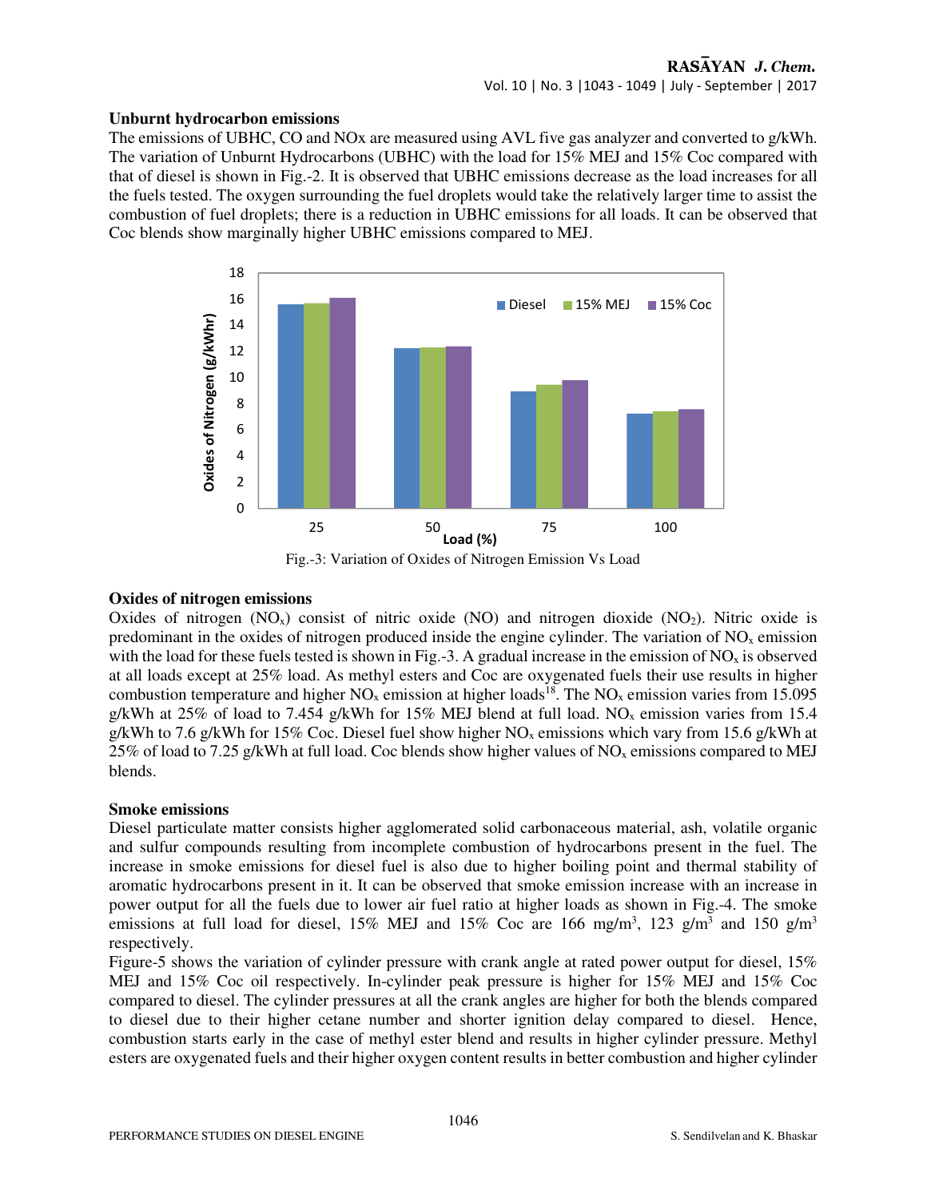### Unburnt hydrocarbon emissions

The emissions of UBHC, CO and NOx are measured using AVL five gas analyzer and converted to g/kWh. The variation of Unburnt Hydrocarbons (UBHC) with the load for 15% MEJ and 15% Coc compared with that of diesel is shown in Fig.-2. It is observed that UBHC emissions decrease as the load increases for all the fuels tested. The oxygen surrounding the fuel droplets would take the relatively larger time to assist the combustion of fuel droplets; there is a reduction in UBHC emissions for all loads. It can be observed that Coc blends show marginally higher UBHC emissions compared to MEJ.

Fig.-3: Variation of Oxides of Nitrogen Emission Vs Load

### Oxides of nitrogen emissions

Oxides of nitrogen ($NO_x$) consist of nitric oxide (NO) and nitrogen dioxide ($NO_2$). Nitric oxide is predominant in the oxides of nitrogen produced inside the engine cylinder. The variation of $NO_x$ emission with the load for these fuels tested is shown in Fig.-3. A gradual increase in the emission of $NO_x$ is observed at all loads except at 25% load. As methyl esters and Coc are oxygenated fuels their use results in higher combustion temperature and higher $NO_x$ emission at higher loads[18]. The $NO_x$ emission varies from 15.095 g/kWh at 25% of load to 7.454 g/kWh for 15% MEJ blend at full load. $NO_x$ emission varies from 15.4 g/kWh to 7.6 g/kWh for 15% Coc. Diesel fuel show higher $NO_x$ emissions which vary from 15.6 g/kWh at 25% of load to 7.25 g/kWh at full load. Coc blends show higher values of $NO_x$ emissions compared to MEJ blends.

### Smoke emissions

Diesel particulate matter consists higher agglomerated solid carbonaceous material, ash, volatile organic and sulfur compounds resulting from incomplete combustion of hydrocarbons present in the fuel. The increase in smoke emissions for diesel fuel is also due to higher boiling point and thermal stability of aromatic hydrocarbons present in it. It can be observed that smoke emission increase with an increase in power output for all the fuels due to lower air fuel ratio at higher loads as shown in Fig.-4. The smoke emissions at full load for diesel, 15% MEJ and 15% Coc are 166 mg/m$^3$, 123 g/m$^3$ and 150 g/m$^3$ respectively.

Figure-5 shows the variation of cylinder pressure with crank angle at rated power output for diesel, 15% MEJ and 15% Coc oil respectively. In-cylinder peak pressure is higher for 15% MEJ and 15% Coc compared to diesel. The cylinder pressures at all the crank angles are higher for both the blends compared to diesel due to their higher cetane number and shorter ignition delay compared to diesel. Hence, combustion starts early in the case of methyl ester blend and results in higher cylinder pressure. Methyl esters are oxygenated fuels and their higher oxygen content results in better combustion and higher cylinder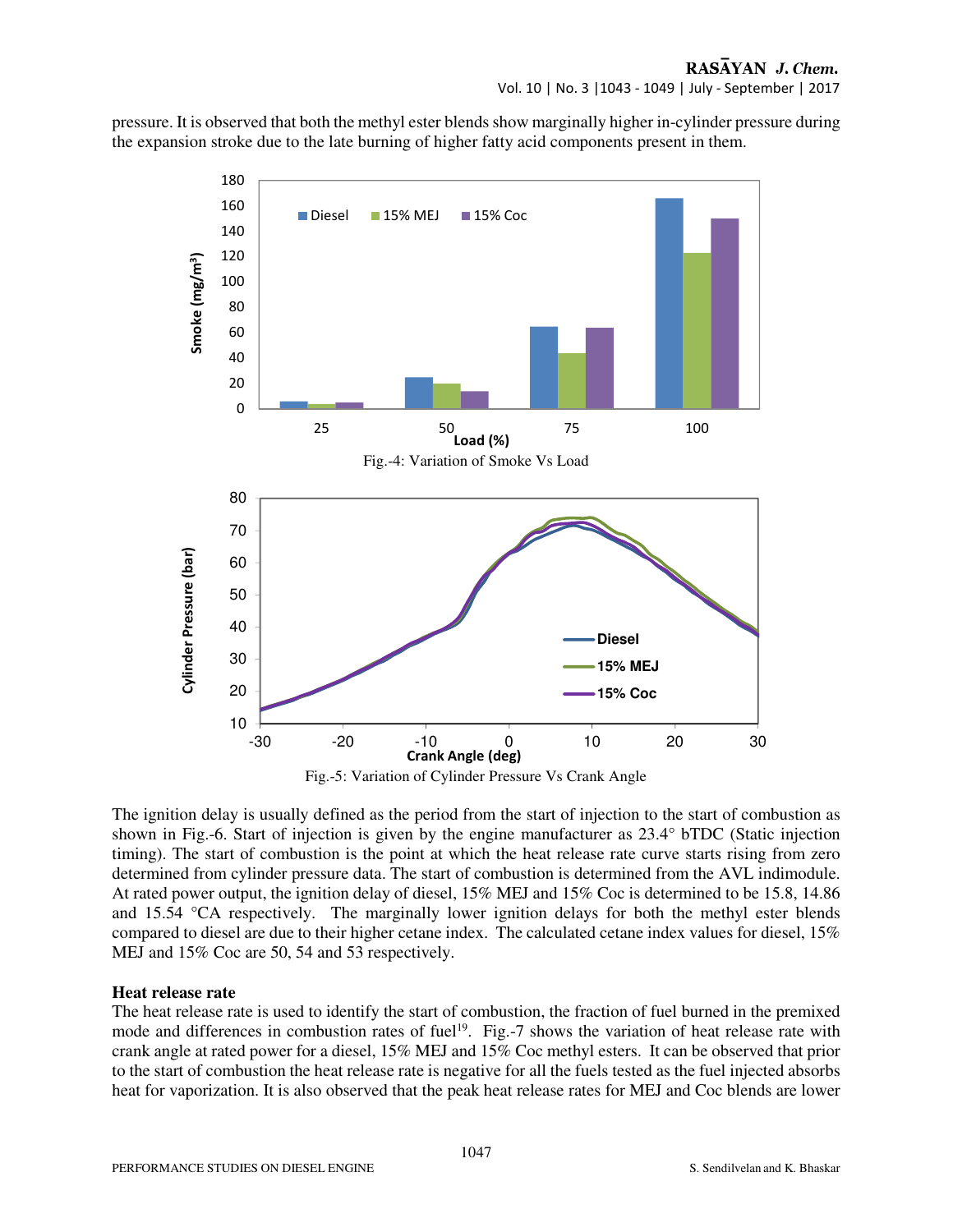pressure. It is observed that both the methyl ester blends show marginally higher in-cylinder pressure during the expansion stroke due to the late burning of higher fatty acid components present in them.

Fig.-4: Variation of Smoke Vs Load

Fig.-5: Variation of Cylinder Pressure Vs Crank Angle

The ignition delay is usually defined as the period from the start of injection to the start of combustion as shown in Fig.-6. Start of injection is given by the engine manufacturer as 23.4° bTDC (Static injection timing). The start of combustion is the point at which the heat release rate curve starts rising from zero determined from cylinder pressure data. The start of combustion is determined from the AVL indimodule. At rated power output, the ignition delay of diesel, 15% MEJ and 15% Coc is determined to be 15.8, 14.86 and 15.54 °CA respectively. The marginally lower ignition delays for both the methyl ester blends compared to diesel are due to their higher cetane index. The calculated cetane index values for diesel, 15% MEJ and 15% Coc are 50, 54 and 53 respectively.

### Heat release rate

The heat release rate is used to identify the start of combustion, the fraction of fuel burned in the premixed mode and differences in combustion rates of fuel[19]. Fig.-7 shows the variation of heat release rate with crank angle at rated power for a diesel, 15% MEJ and 15% Coc methyl esters. It can be observed that prior to the start of combustion the heat release rate is negative for all the fuels tested as the fuel injected absorbs heat for vaporization. It is also observed that the peak heat release rates for MEJ and Coc blends are lower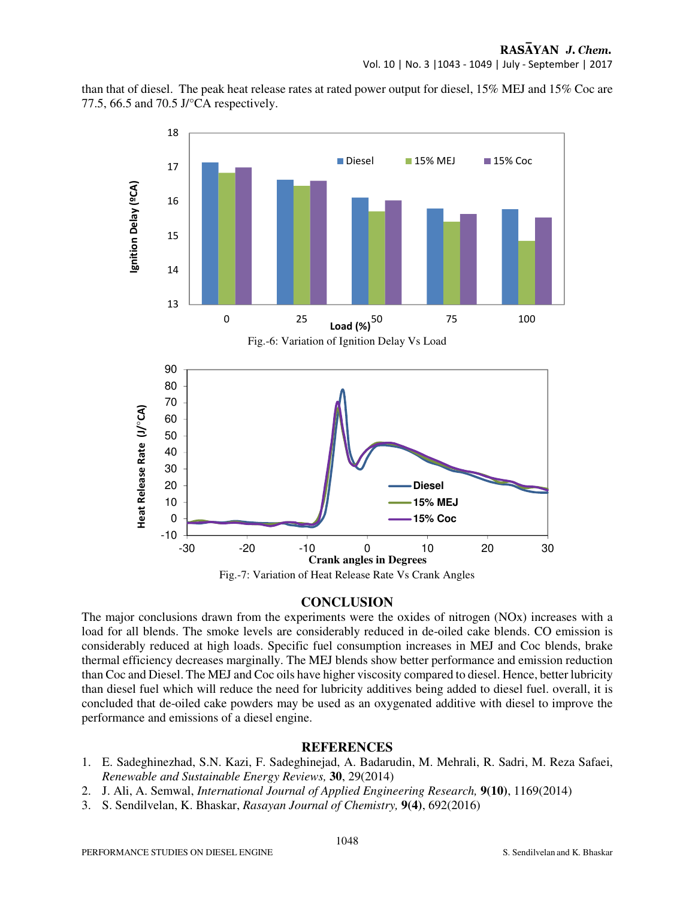than that of diesel. The peak heat release rates at rated power output for diesel, 15% MEJ and 15% Coc are 77.5, 66.5 and 70.5 J/°CA respectively.

Fig.-6: Variation of Ignition Delay Vs Load

Fig.-7: Variation of Heat Release Rate Vs Crank Angles

## CONCLUSION

The major conclusions drawn from the experiments were the oxides of nitrogen (NOx) increases with a load for all blends. The smoke levels are considerably reduced in de-oiled cake blends. CO emission is considerably reduced at high loads. Specific fuel consumption increases in MEJ and Coc blends, brake thermal efficiency decreases marginally. The MEJ blends show better performance and emission reduction than Coc and Diesel. The MEJ and Coc oils have higher viscosity compared to diesel. Hence, better lubricity than diesel fuel which will reduce the need for lubricity additives being added to diesel fuel. overall, it is concluded that de-oiled cake powders may be used as an oxygenated additive with diesel to improve the performance and emissions of a diesel engine.

## REFERENCES

1. E. Sadeghinezhad, S.N. Kazi, F. Sadeghinejad, A. Badarudin, M. Mehrali, R. Sadri, M. Reza Safaei, *Renewable and Sustainable Energy Reviews,* **30**, 29(2014)
2. J. Ali, A. Semwal, *International Journal of Applied Engineering Research,* **9(10)**, 1169(2014)
3. S. Sendilvelan, K. Bhaskar, *Rasayan Journal of Chemistry,* **9(4)**, 692(2016)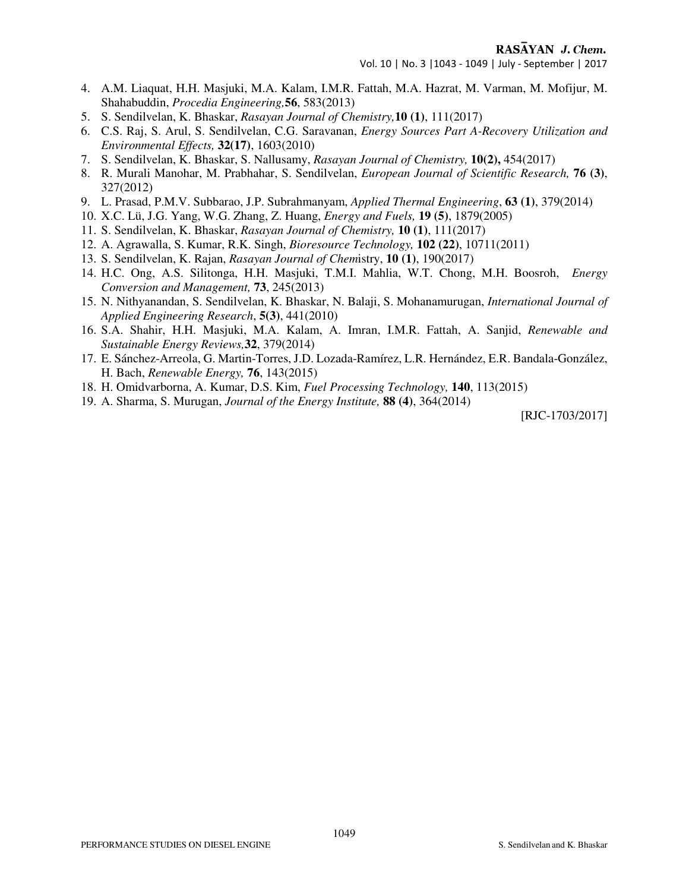4. A.M. Liaquat, H.H. Masjuki, M.A. Kalam, I.M.R. Fattah, M.A. Hazrat, M. Varman, M. Mofijur, M. Shahabuddin, *Procedia Engineering,* **56**, 583(2013)
5. S. Sendilvelan, K. Bhaskar, *Rasayan Journal of Chemistry,* **10 (1)**, 111(2017)
6. C.S. Raj, S. Arul, S. Sendilvelan, C.G. Saravanan, *Energy Sources Part A-Recovery Utilization and Environmental Effects,* **32(17)**, 1603(2010)
7. S. Sendilvelan, K. Bhaskar, S. Nallusamy, *Rasayan Journal of Chemistry,* **10(2),** 454(2017)
8. R. Murali Manohar, M. Prabhahar, S. Sendilvelan, *European Journal of Scientific Research,* **76 (3)**, 327(2012)
9. L. Prasad, P.M.V. Subbarao, J.P. Subrahmanyam, *Applied Thermal Engineering*, **63 (1)**, 379(2014)
10. X.C. Lü, J.G. Yang, W.G. Zhang, Z. Huang, *Energy and Fuels,* **19 (5)**, 1879(2005)
11. S. Sendilvelan, K. Bhaskar, *Rasayan Journal of Chemistry,* **10 (1)**, 111(2017)
12. A. Agrawalla, S. Kumar, R.K. Singh, *Bioresource Technology,* **102 (22)**, 10711(2011)
13. S. Sendilvelan, K. Rajan, *Rasayan Journal of Chemistry*, **10 (1)**, 190(2017)
14. H.C. Ong, A.S. Silitonga, H.H. Masjuki, T.M.I. Mahlia, W.T. Chong, M.H. Boosroh, *Energy Conversion and Management,* **73**, 245(2013)
15. N. Nithyanandan, S. Sendilvelan, K. Bhaskar, N. Balaji, S. Mohanamurugan, *International Journal of Applied Engineering Research*, **5(3)**, 441(2010)
16. S.A. Shahir, H.H. Masjuki, M.A. Kalam, A. Imran, I.M.R. Fattah, A. Sanjid, *Renewable and Sustainable Energy Reviews,* **32**, 379(2014)
17. E. Sánchez-Arreola, G. Martin-Torres, J.D. Lozada-Ramírez, L.R. Hernández, E.R. Bandala-González, H. Bach, *Renewable Energy,* **76**, 143(2015)
18. H. Omidvarborna, A. Kumar, D.S. Kim, *Fuel Processing Technology,* **140**, 113(2015)
19. A. Sharma, S. Murugan, *Journal of the Energy Institute,* **88 (4)**, 364(2014)

[RJC-1703/2017]